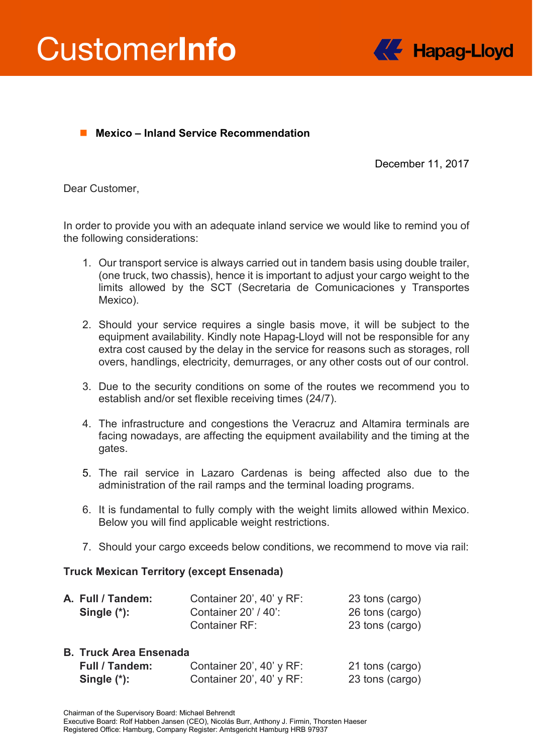# Customer**Info**

**Hapag-Lloyd**

## Mexico – Inland Service Recommendation

December 11, 2017

Dear Customer,

In order to provide you with an adequate inland service we would like to remind you of the following considerations:

1. Our transport service is always carried out in tandem basis using double trailer, (one truck, two chassis), hence it is important to adjust your cargo weight to the limits allowed by the SCT (Secretaria de Comunicaciones y Transportes Mexico).
2. Should your service requires a single basis move, it will be subject to the equipment availability. Kindly note Hapag-Lloyd will not be responsible for any extra cost caused by the delay in the service for reasons such as storages, roll overs, handlings, electricity, demurrages, or any other costs out of our control.
3. Due to the security conditions on some of the routes we recommend you to establish and/or set flexible receiving times (24/7).
4. The infrastructure and congestions the Veracruz and Altamira terminals are facing nowadays, are affecting the equipment availability and the timing at the gates.
5. The rail service in Lazaro Cardenas is being affected also due to the administration of the rail ramps and the terminal loading programs.
6. It is fundamental to fully comply with the weight limits allowed within Mexico. Below you will find applicable weight restrictions.
7. Should your cargo exceeds below conditions, we recommend to move via rail:

**Truck Mexican Territory (except Ensenada)**

| | | |
|---|---|---|
| **A. Full / Tandem:** | Container 20', 40' y RF: | 23 tons (cargo) |
| **Single (*):** | Container 20' / 40': | 26 tons (cargo) |
| | Container RF: | 23 tons (cargo) |

**B. Truck Area Ensenada**

| | | |
|---|---|---|
| **Full / Tandem:** | Container 20', 40' y RF: | 21 tons (cargo) |
| **Single (*):** | Container 20', 40' y RF: | 23 tons (cargo) |

Chairman of the Supervisory Board: Michael Behrendt
Executive Board: Rolf Habben Jansen (CEO), Nicolás Burr, Anthony J. Firmin, Thorsten Haeser
Registered Office: Hamburg, Company Register: Amtsgericht Hamburg HRB 97937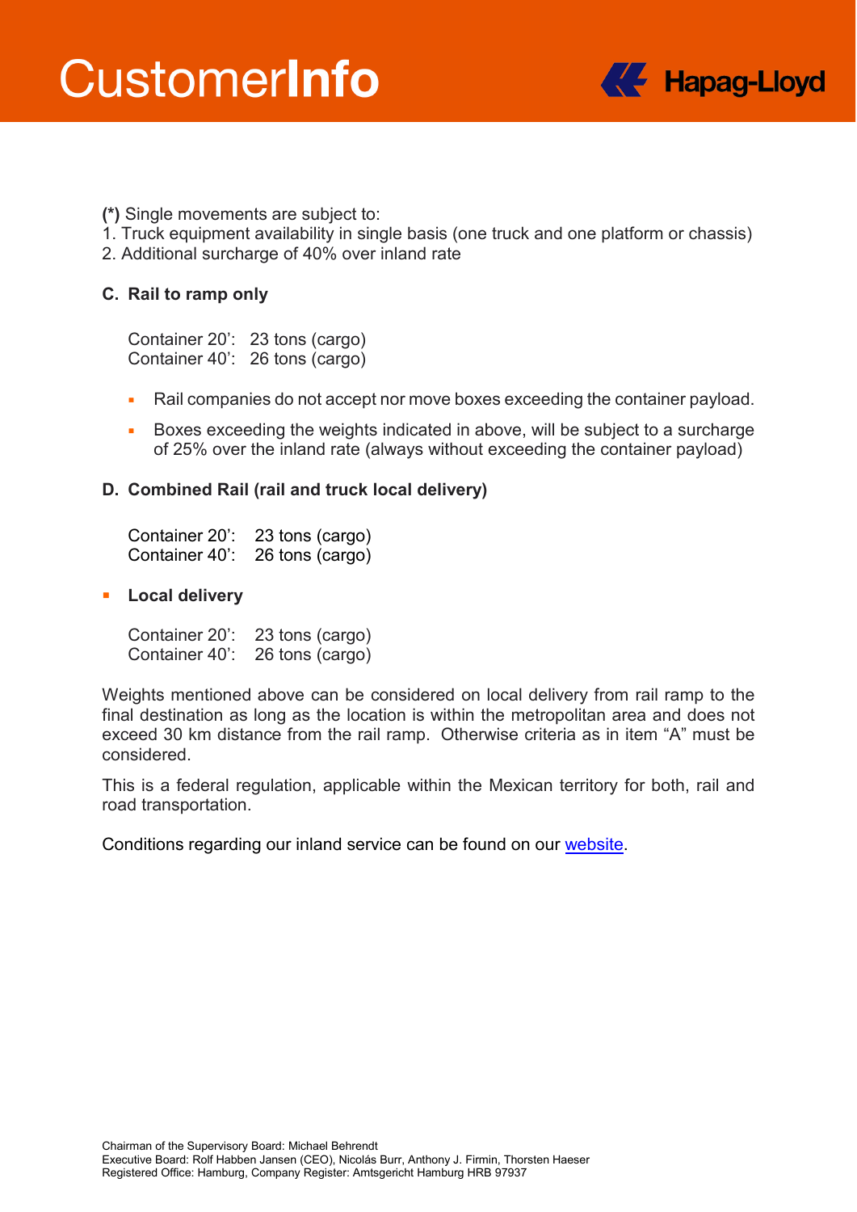**(\*)** Single movements are subject to:

1. Truck equipment availability in single basis (one truck and one platform or chassis)
2. Additional surcharge of 40% over inland rate

**C. Rail to ramp only**

Container 20': 23 tons (cargo)
Container 40': 26 tons (cargo)

- Rail companies do not accept nor move boxes exceeding the container payload.
- Boxes exceeding the weights indicated in above, will be subject to a surcharge of 25% over the inland rate (always without exceeding the container payload)

**D. Combined Rail (rail and truck local delivery)**

Container 20': 23 tons (cargo)
Container 40': 26 tons (cargo)

- **Local delivery**

Container 20': 23 tons (cargo)
Container 40': 26 tons (cargo)

Weights mentioned above can be considered on local delivery from rail ramp to the final destination as long as the location is within the metropolitan area and does not exceed 30 km distance from the rail ramp. Otherwise criteria as in item "A" must be considered.

This is a federal regulation, applicable within the Mexican territory for both, rail and road transportation.

Conditions regarding our inland service can be found on our website.

Chairman of the Supervisory Board: Michael Behrendt
Executive Board: Rolf Habben Jansen (CEO), Nicolás Burr, Anthony J. Firmin, Thorsten Haeser
Registered Office: Hamburg, Company Register: Amtsgericht Hamburg HRB 97937